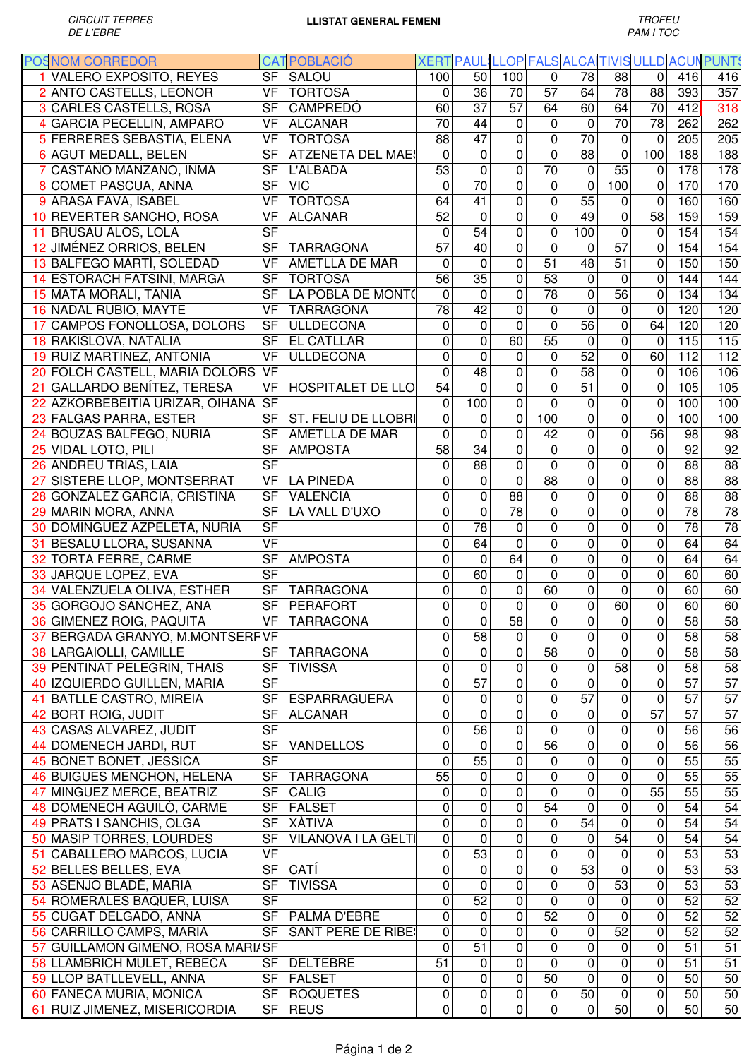CIRCUIT TERRES DE L'EBRE

**LLISTAT GENERAL FEMENI**

TROFEU PAM I TOC

| POS | NOM CORREDOR | CAT | POBLACIÓ | XERT | PAUL | LLOP | FALS | ALCA | TIVIS | ULLD | ACUM | PUNTS |
|---|---|---|---|---|---|---|---|---|---|---|---|---|
| 1 | VALERO EXPOSITO, REYES | SF | SALOU | 100 | 50 | 100 | 0 | 78 | 88 | 0 | 416 | 416 |
| 2 | ANTO CASTELLS, LEONOR | VF | TORTOSA | 0 | 36 | 70 | 57 | 64 | 78 | 88 | 393 | 357 |
| 3 | CARLES CASTELLS, ROSA | SF | CAMPREDÓ | 60 | 37 | 57 | 64 | 60 | 64 | 70 | 412 | 318 |
| 4 | GARCIA PECELLIN, AMPARO | VF | ALCANAR | 70 | 44 | 0 | 0 | 0 | 70 | 78 | 262 | 262 |
| 5 | FERRERES SEBASTIA, ELENA | VF | TORTOSA | 88 | 47 | 0 | 0 | 70 | 0 | 0 | 205 | 205 |
| 6 | AGUT MEDALL, BELEN | SF | ATZENETA DEL MAE | 0 | 0 | 0 | 0 | 88 | 0 | 100 | 188 | 188 |
| 7 | CASTAÑO MANZANO, INMA | SF | L'ALBADA | 53 | 0 | 0 | 70 | 0 | 55 | 0 | 178 | 178 |
| 8 | COMET PASCUA, ANNA | SF | VIC | 0 | 70 | 0 | 0 | 0 | 100 | 0 | 170 | 170 |
| 9 | ARASA FAVA, ISABEL | VF | TORTOSA | 64 | 41 | 0 | 0 | 55 | 0 | 0 | 160 | 160 |
| 10 | REVERTER SANCHO, ROSA | VF | ALCANAR | 52 | 0 | 0 | 0 | 49 | 0 | 58 | 159 | 159 |
| 11 | BRUSAU ALOS, LOLA | SF | | 0 | 54 | 0 | 0 | 100 | 0 | 0 | 154 | 154 |
| 12 | JIMÉNEZ ORRIOS, BELEN | SF | TARRAGONA | 57 | 40 | 0 | 0 | 0 | 57 | 0 | 154 | 154 |
| 13 | BALFEGO MARTÍ, SOLEDAD | VF | AMETLLA DE MAR | 0 | 0 | 0 | 51 | 48 | 51 | 0 | 150 | 150 |
| 14 | ESTORACH FATSINI, MARGA | SF | TORTOSA | 56 | 35 | 0 | 53 | 0 | 0 | 0 | 144 | 144 |
| 15 | MATA MORALI, TANIA | SF | LA POBLA DE MONT | 0 | 0 | 0 | 78 | 0 | 56 | 0 | 134 | 134 |
| 16 | NADAL RUBIO, MAYTE | VF | TARRAGONA | 78 | 42 | 0 | 0 | 0 | 0 | 0 | 120 | 120 |
| 17 | CAMPOS FONOLLOSA, DOLORS | SF | ULLDECONA | 0 | 0 | 0 | 0 | 56 | 0 | 64 | 120 | 120 |
| 18 | RAKISLOVA, NATALIA | SF | EL CATLLAR | 0 | 0 | 60 | 55 | 0 | 0 | 0 | 115 | 115 |
| 19 | RUIZ MARTINEZ, ANTONIA | VF | ULLDECONA | 0 | 0 | 0 | 0 | 52 | 0 | 60 | 112 | 112 |
| 20 | FOLCH CASTELL, MARIA DOLORS | VF | | 0 | 48 | 0 | 0 | 58 | 0 | 0 | 106 | 106 |
| 21 | GALLARDO BENÍTEZ, TERESA | VF | HOSPITALET DE LLO | 54 | 0 | 0 | 0 | 51 | 0 | 0 | 105 | 105 |
| 22 | AZKORBEBEITIA URIZAR, OIHANA | SF | | 0 | 100 | 0 | 0 | 0 | 0 | 0 | 100 | 100 |
| 23 | FALGAS PARRA, ESTER | SF | ST. FELIU DE LLOBRI | 0 | 0 | 0 | 100 | 0 | 0 | 0 | 100 | 100 |
| 24 | BOUZAS BALFEGO, NURIA | SF | AMETLLA DE MAR | 0 | 0 | 0 | 42 | 0 | 0 | 56 | 98 | 98 |
| 25 | VIDAL LOTO, PILI | SF | AMPOSTA | 58 | 34 | 0 | 0 | 0 | 0 | 0 | 92 | 92 |
| 26 | ANDREU TRIAS, LAIA | SF | | 0 | 88 | 0 | 0 | 0 | 0 | 0 | 88 | 88 |
| 27 | SISTERE LLOP, MONTSERRAT | VF | LA PINEDA | 0 | 0 | 0 | 88 | 0 | 0 | 0 | 88 | 88 |
| 28 | GONZALEZ GARCIA, CRISTINA | SF | VALENCIA | 0 | 0 | 88 | 0 | 0 | 0 | 0 | 88 | 88 |
| 29 | MARIN MORA, ANNA | SF | LA VALL D'UXO | 0 | 0 | 78 | 0 | 0 | 0 | 0 | 78 | 78 |
| 30 | DOMINGUEZ AZPELETA, NURIA | SF | | 0 | 78 | 0 | 0 | 0 | 0 | 0 | 78 | 78 |
| 31 | BESALU LLORA, SUSANNA | VF | | 0 | 64 | 0 | 0 | 0 | 0 | 0 | 64 | 64 |
| 32 | TORTA FERRE, CARME | SF | AMPOSTA | 0 | 0 | 64 | 0 | 0 | 0 | 0 | 64 | 64 |
| 33 | JARQUE LOPEZ, EVA | SF | | 0 | 60 | 0 | 0 | 0 | 0 | 0 | 60 | 60 |
| 34 | VALENZUELA OLIVA, ESTHER | SF | TARRAGONA | 0 | 0 | 0 | 60 | 0 | 0 | 0 | 60 | 60 |
| 35 | GORGOJO SÁNCHEZ, ANA | SF | PERAFORT | 0 | 0 | 0 | 0 | 0 | 60 | 0 | 60 | 60 |
| 36 | GIMENEZ ROIG, PAQUITA | VF | TARRAGONA | 0 | 0 | 58 | 0 | 0 | 0 | 0 | 58 | 58 |
| 37 | BERGADA GRANYO, M.MONTSERR | VF | | 0 | 58 | 0 | 0 | 0 | 0 | 0 | 58 | 58 |
| 38 | LARGAIOLLI, CAMILLE | SF | TARRAGONA | 0 | 0 | 0 | 58 | 0 | 0 | 0 | 58 | 58 |
| 39 | PENTINAT PELEGRIN, THAIS | SF | TIVISSA | 0 | 0 | 0 | 0 | 0 | 58 | 0 | 58 | 58 |
| 40 | IZQUIERDO GUILLEN, MARIA | SF | | 0 | 57 | 0 | 0 | 0 | 0 | 0 | 57 | 57 |
| 41 | BATLLE CASTRO, MIREIA | SF | ESPARRAGUERA | 0 | 0 | 0 | 0 | 57 | 0 | 0 | 57 | 57 |
| 42 | BORT ROIG, JUDIT | SF | ALCANAR | 0 | 0 | 0 | 0 | 0 | 0 | 57 | 57 | 57 |
| 43 | CASAS ALVAREZ, JUDIT | SF | | 0 | 56 | 0 | 0 | 0 | 0 | 0 | 56 | 56 |
| 44 | DOMENECH JARDI, RUT | SF | VANDELLOS | 0 | 0 | 0 | 56 | 0 | 0 | 0 | 56 | 56 |
| 45 | BONET BONET, JESSICA | SF | | 0 | 55 | 0 | 0 | 0 | 0 | 0 | 55 | 55 |
| 46 | BUIGUES MENCHON, HELENA | SF | TARRAGONA | 55 | 0 | 0 | 0 | 0 | 0 | 0 | 55 | 55 |
| 47 | MINGUEZ MERCE, BEATRIZ | SF | CALIG | 0 | 0 | 0 | 0 | 0 | 0 | 55 | 55 | 55 |
| 48 | DOMENECH AGUILÓ, CARME | SF | FALSET | 0 | 0 | 0 | 54 | 0 | 0 | 0 | 54 | 54 |
| 49 | PRATS I SANCHIS, OLGA | SF | XÀTIVA | 0 | 0 | 0 | 0 | 54 | 0 | 0 | 54 | 54 |
| 50 | MASIP TORRES, LOURDES | SF | VILANOVA I LA GELT | 0 | 0 | 0 | 0 | 0 | 54 | 0 | 54 | 54 |
| 51 | CABALLERO MARCOS, LUCIA | VF | | 0 | 53 | 0 | 0 | 0 | 0 | 0 | 53 | 53 |
| 52 | BELLES BELLES, EVA | SF | CATÍ | 0 | 0 | 0 | 0 | 53 | 0 | 0 | 53 | 53 |
| 53 | ASENJO BLADÉ, MARIA | SF | TIVISSA | 0 | 0 | 0 | 0 | 0 | 53 | 0 | 53 | 53 |
| 54 | ROMERALES BAQUER, LUISA | SF | | 0 | 52 | 0 | 0 | 0 | 0 | 0 | 52 | 52 |
| 55 | CUGAT DELGADO, ANNA | SF | PALMA D'EBRE | 0 | 0 | 0 | 52 | 0 | 0 | 0 | 52 | 52 |
| 56 | CARRILLO CAMPS, MARIA | SF | SANT PERE DE RIBE | 0 | 0 | 0 | 0 | 0 | 52 | 0 | 52 | 52 |
| 57 | GUILLAMON GIMENO, ROSA MARIA | SF | | 0 | 51 | 0 | 0 | 0 | 0 | 0 | 51 | 51 |
| 58 | LLAMBRICH MULET, REBECA | SF | DELTEBRE | 51 | 0 | 0 | 0 | 0 | 0 | 0 | 51 | 51 |
| 59 | LLOP BATLLEVELL, ANNA | SF | FALSET | 0 | 0 | 0 | 50 | 0 | 0 | 0 | 50 | 50 |
| 60 | FANECA MURIA, MONICA | SF | ROQUETES | 0 | 0 | 0 | 0 | 50 | 0 | 0 | 50 | 50 |
| 61 | RUIZ JIMENEZ, MISERICORDIA | SF | REUS | 0 | 0 | 0 | 0 | 0 | 50 | 0 | 50 | 50 |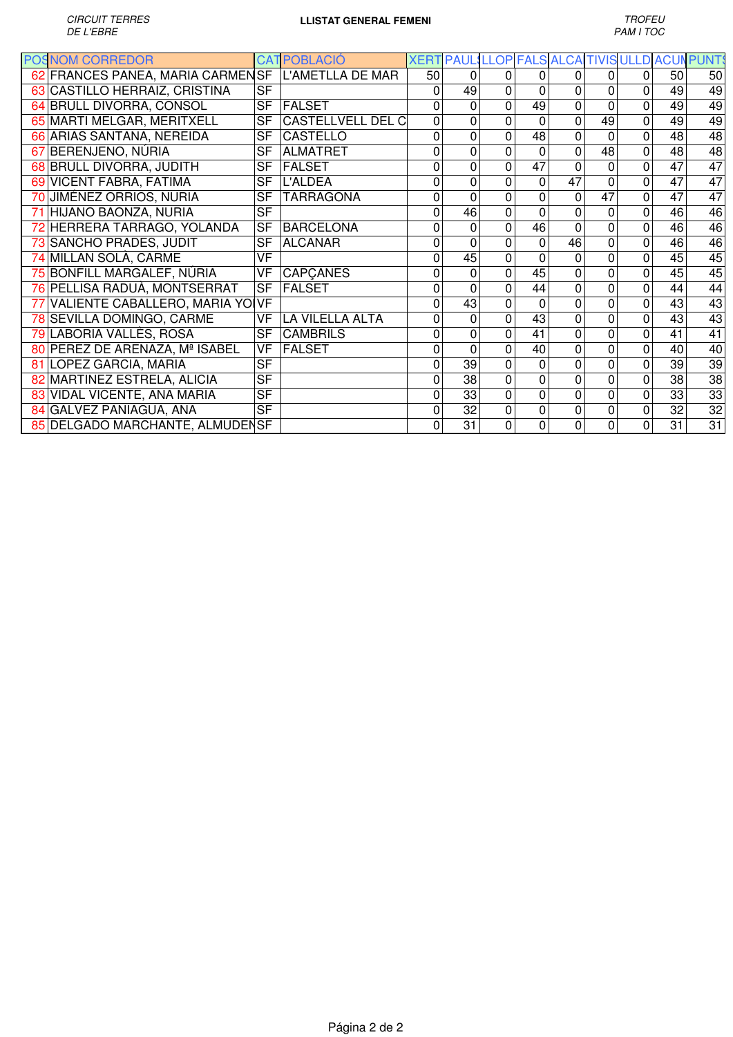CIRCUIT TERRES DE L'EBRE

# LLISTAT GENERAL FEMENI

TROFEU PAM I TOC

| POS | NOM CORREDOR | CAT | POBLACIÓ | XERT | PAUL | LLOP | FALS | ALCA | TIVIS | ULLD | ACUM | PUNTS |
|---|---|---|---|---|---|---|---|---|---|---|---|---|
| 62 | FRANCES PANEA, MARIA CARMEN | SF | L'AMETLLA DE MAR | 50 | 0 | 0 | 0 | 0 | 0 | 0 | 50 | 50 |
| 63 | CASTILLO HERRAIZ, CRISTINA | SF | | 0 | 49 | 0 | 0 | 0 | 0 | 0 | 49 | 49 |
| 64 | BRULL DIVORRA, CONSOL | SF | FALSET | 0 | 0 | 0 | 49 | 0 | 0 | 0 | 49 | 49 |
| 65 | MARTI MELGAR, MERITXELL | SF | CASTELLVELL DEL C | 0 | 0 | 0 | 0 | 0 | 49 | 0 | 49 | 49 |
| 66 | ARIAS SANTANA, NEREIDA | SF | CASTELLO | 0 | 0 | 0 | 48 | 0 | 0 | 0 | 48 | 48 |
| 67 | BERENJENO, NÚRIA | SF | ALMATRET | 0 | 0 | 0 | 0 | 0 | 48 | 0 | 48 | 48 |
| 68 | BRULL DIVORRA, JUDITH | SF | FALSET | 0 | 0 | 0 | 47 | 0 | 0 | 0 | 47 | 47 |
| 69 | VICENT FABRA, FATIMA | SF | L'ALDEA | 0 | 0 | 0 | 0 | 47 | 0 | 0 | 47 | 47 |
| 70 | JIMÉNEZ ORRIOS, NURIA | SF | TARRAGONA | 0 | 0 | 0 | 0 | 0 | 47 | 0 | 47 | 47 |
| 71 | HIJANO BAONZA, NURIA | SF | | 0 | 46 | 0 | 0 | 0 | 0 | 0 | 46 | 46 |
| 72 | HERRERA TARRAGO, YOLANDA | SF | BARCELONA | 0 | 0 | 0 | 46 | 0 | 0 | 0 | 46 | 46 |
| 73 | SANCHO PRADES, JUDIT | SF | ALCANAR | 0 | 0 | 0 | 0 | 46 | 0 | 0 | 46 | 46 |
| 74 | MILLAN SOLÀ, CARME | VF | | 0 | 45 | 0 | 0 | 0 | 0 | 0 | 45 | 45 |
| 75 | BONFILL MARGALEF, NÚRIA | VF | CAPÇANES | 0 | 0 | 0 | 45 | 0 | 0 | 0 | 45 | 45 |
| 76 | PELLISA RADUÁ, MONTSERRAT | SF | FALSET | 0 | 0 | 0 | 44 | 0 | 0 | 0 | 44 | 44 |
| 77 | VALIENTE CABALLERO, MARIA YOI | VF | | 0 | 43 | 0 | 0 | 0 | 0 | 0 | 43 | 43 |
| 78 | SEVILLA DOMINGO, CARME | VF | LA VILELLA ALTA | 0 | 0 | 0 | 43 | 0 | 0 | 0 | 43 | 43 |
| 79 | LABORIA VALLÈS, ROSA | SF | CAMBRILS | 0 | 0 | 0 | 41 | 0 | 0 | 0 | 41 | 41 |
| 80 | PEREZ DE ARENAZA, Mª ISABEL | VF | FALSET | 0 | 0 | 0 | 40 | 0 | 0 | 0 | 40 | 40 |
| 81 | LOPEZ GARCIA, MARIA | SF | | 0 | 39 | 0 | 0 | 0 | 0 | 0 | 39 | 39 |
| 82 | MARTINEZ ESTRELA, ALICIA | SF | | 0 | 38 | 0 | 0 | 0 | 0 | 0 | 38 | 38 |
| 83 | VIDAL VICENTE, ANA MARIA | SF | | 0 | 33 | 0 | 0 | 0 | 0 | 0 | 33 | 33 |
| 84 | GALVEZ PANIAGUA, ANA | SF | | 0 | 32 | 0 | 0 | 0 | 0 | 0 | 32 | 32 |
| 85 | DELGADO MARCHANTE, ALMUDEN | SF | | 0 | 31 | 0 | 0 | 0 | 0 | 0 | 31 | 31 |